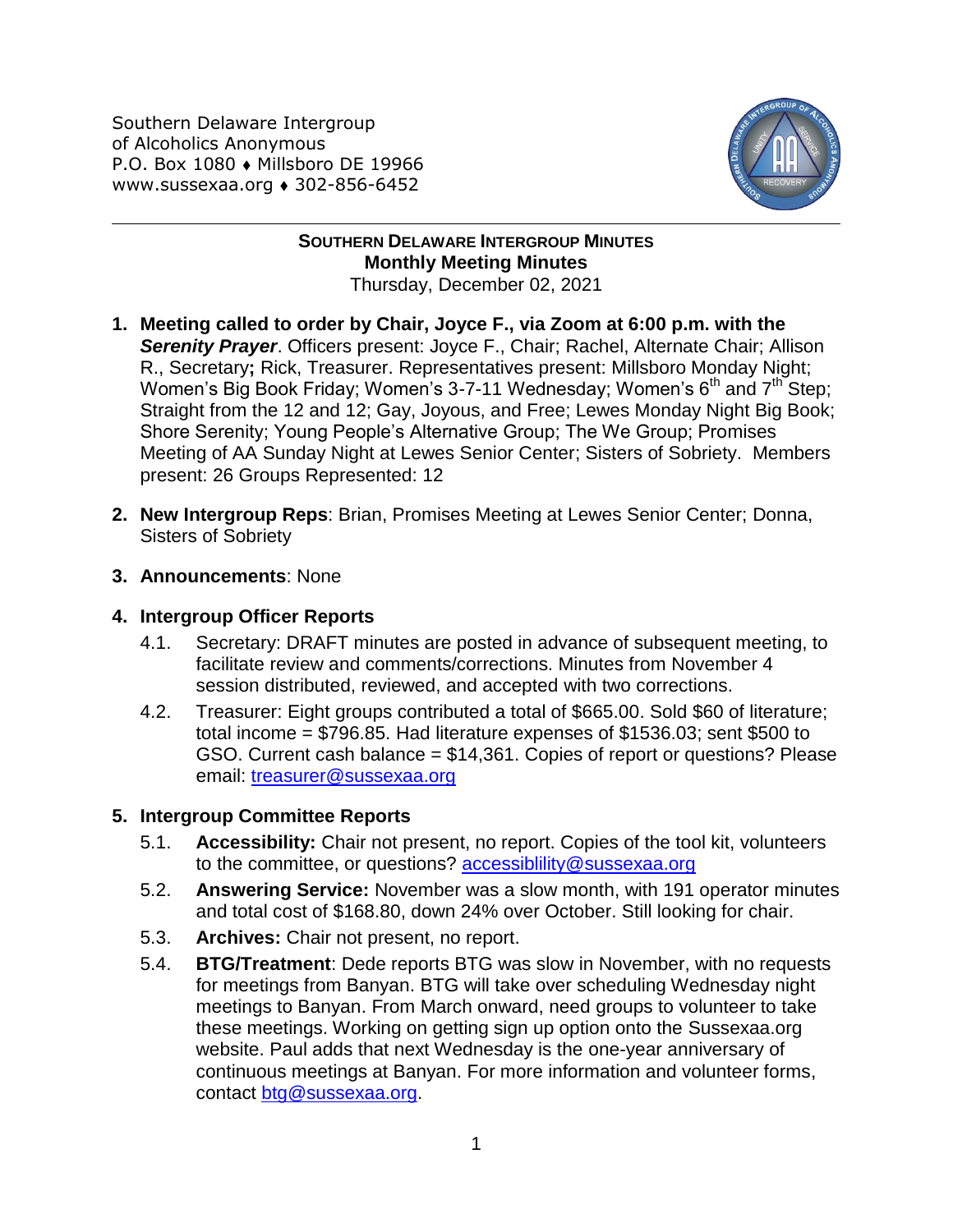Southern Delaware Intergroup
of Alcoholics Anonymous
P.O. Box 1080 ♦ Millsboro DE 19966
www.sussexaa.org ♦ 302-856-6452

**SOUTHERN DELAWARE INTERGROUP MINUTES**
**Monthly Meeting Minutes**
Thursday, December 02, 2021

1. **Meeting called to order by Chair, Joyce F., via Zoom at 6:00 p.m. with the *Serenity Prayer***. Officers present: Joyce F., Chair; Rachel, Alternate Chair; Allison R., Secretary**;** Rick, Treasurer. Representatives present: Millsboro Monday Night; Women's Big Book Friday; Women's 3-7-11 Wednesday; Women's 6th and 7th Step; Straight from the 12 and 12; Gay, Joyous, and Free; Lewes Monday Night Big Book; Shore Serenity; Young People's Alternative Group; The We Group; Promises Meeting of AA Sunday Night at Lewes Senior Center; Sisters of Sobriety. Members present: 26 Groups Represented: 12

2. **New Intergroup Reps**: Brian, Promises Meeting at Lewes Senior Center; Donna, Sisters of Sobriety

3. **Announcements**: None

4. **Intergroup Officer Reports**
   4.1. Secretary: DRAFT minutes are posted in advance of subsequent meeting, to facilitate review and comments/corrections. Minutes from November 4 session distributed, reviewed, and accepted with two corrections.
   4.2. Treasurer: Eight groups contributed a total of $665.00. Sold $60 of literature; total income = $796.85. Had literature expenses of $1536.03; sent $500 to GSO. Current cash balance = $14,361. Copies of report or questions? Please email: treasurer@sussexaa.org

5. **Intergroup Committee Reports**
   5.1. **Accessibility:** Chair not present, no report. Copies of the tool kit, volunteers to the committee, or questions? accessiblility@sussexaa.org
   5.2. **Answering Service:** November was a slow month, with 191 operator minutes and total cost of $168.80, down 24% over October. Still looking for chair.
   5.3. **Archives:** Chair not present, no report.
   5.4. **BTG/Treatment**: Dede reports BTG was slow in November, with no requests for meetings from Banyan. BTG will take over scheduling Wednesday night meetings to Banyan. From March onward, need groups to volunteer to take these meetings. Working on getting sign up option onto the Sussexaa.org website. Paul adds that next Wednesday is the one-year anniversary of continuous meetings at Banyan. For more information and volunteer forms, contact btg@sussexaa.org.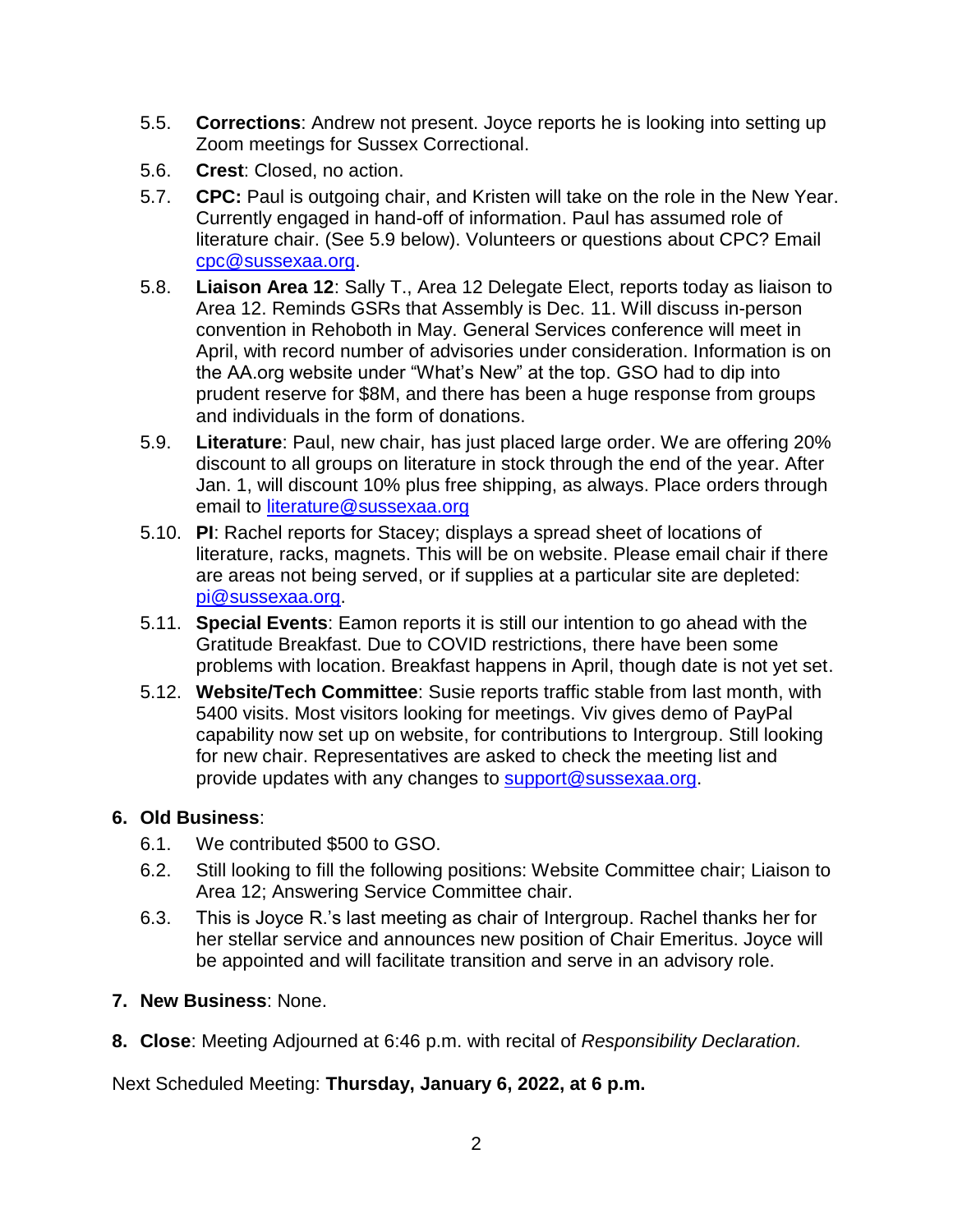5.5. **Corrections**: Andrew not present. Joyce reports he is looking into setting up Zoom meetings for Sussex Correctional.

5.6. **Crest**: Closed, no action.

5.7. **CPC:** Paul is outgoing chair, and Kristen will take on the role in the New Year. Currently engaged in hand-off of information. Paul has assumed role of literature chair. (See 5.9 below). Volunteers or questions about CPC? Email cpc@sussexaa.org.

5.8. **Liaison Area 12**: Sally T., Area 12 Delegate Elect, reports today as liaison to Area 12. Reminds GSRs that Assembly is Dec. 11. Will discuss in-person convention in Rehoboth in May. General Services conference will meet in April, with record number of advisories under consideration. Information is on the AA.org website under "What's New" at the top. GSO had to dip into prudent reserve for $8M, and there has been a huge response from groups and individuals in the form of donations.

5.9. **Literature**: Paul, new chair, has just placed large order. We are offering 20% discount to all groups on literature in stock through the end of the year. After Jan. 1, will discount 10% plus free shipping, as always. Place orders through email to literature@sussexaa.org

5.10. **PI**: Rachel reports for Stacey; displays a spread sheet of locations of literature, racks, magnets. This will be on website. Please email chair if there are areas not being served, or if supplies at a particular site are depleted: pi@sussexaa.org.

5.11. **Special Events**: Eamon reports it is still our intention to go ahead with the Gratitude Breakfast. Due to COVID restrictions, there have been some problems with location. Breakfast happens in April, though date is not yet set.

5.12. **Website/Tech Committee**: Susie reports traffic stable from last month, with 5400 visits. Most visitors looking for meetings. Viv gives demo of PayPal capability now set up on website, for contributions to Intergroup. Still looking for new chair. Representatives are asked to check the meeting list and provide updates with any changes to support@sussexaa.org.

6. **Old Business**:

6.1. We contributed $500 to GSO.

6.2. Still looking to fill the following positions: Website Committee chair; Liaison to Area 12; Answering Service Committee chair.

6.3. This is Joyce R.'s last meeting as chair of Intergroup. Rachel thanks her for her stellar service and announces new position of Chair Emeritus. Joyce will be appointed and will facilitate transition and serve in an advisory role.

7. **New Business**: None.

8. **Close**: Meeting Adjourned at 6:46 p.m. with recital of *Responsibility Declaration.*

Next Scheduled Meeting: **Thursday, January 6, 2022, at 6 p.m.**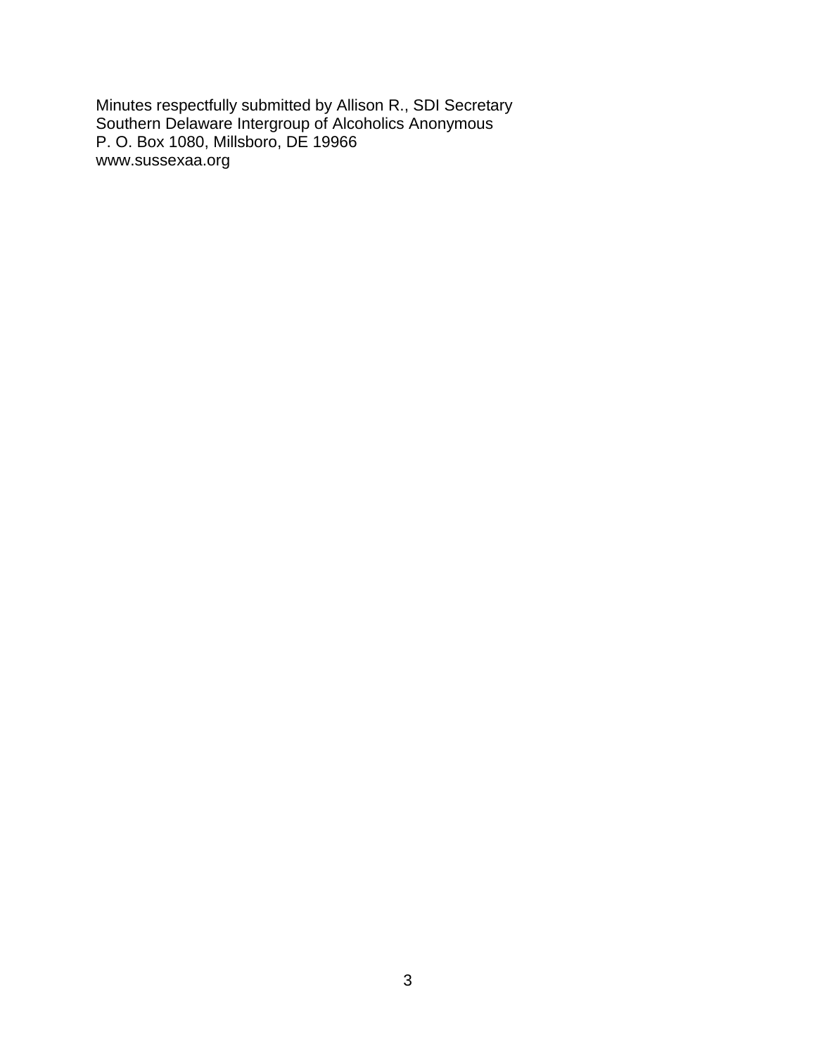Minutes respectfully submitted by Allison R., SDI Secretary
Southern Delaware Intergroup of Alcoholics Anonymous
P. O. Box 1080, Millsboro, DE 19966
www.sussexaa.org